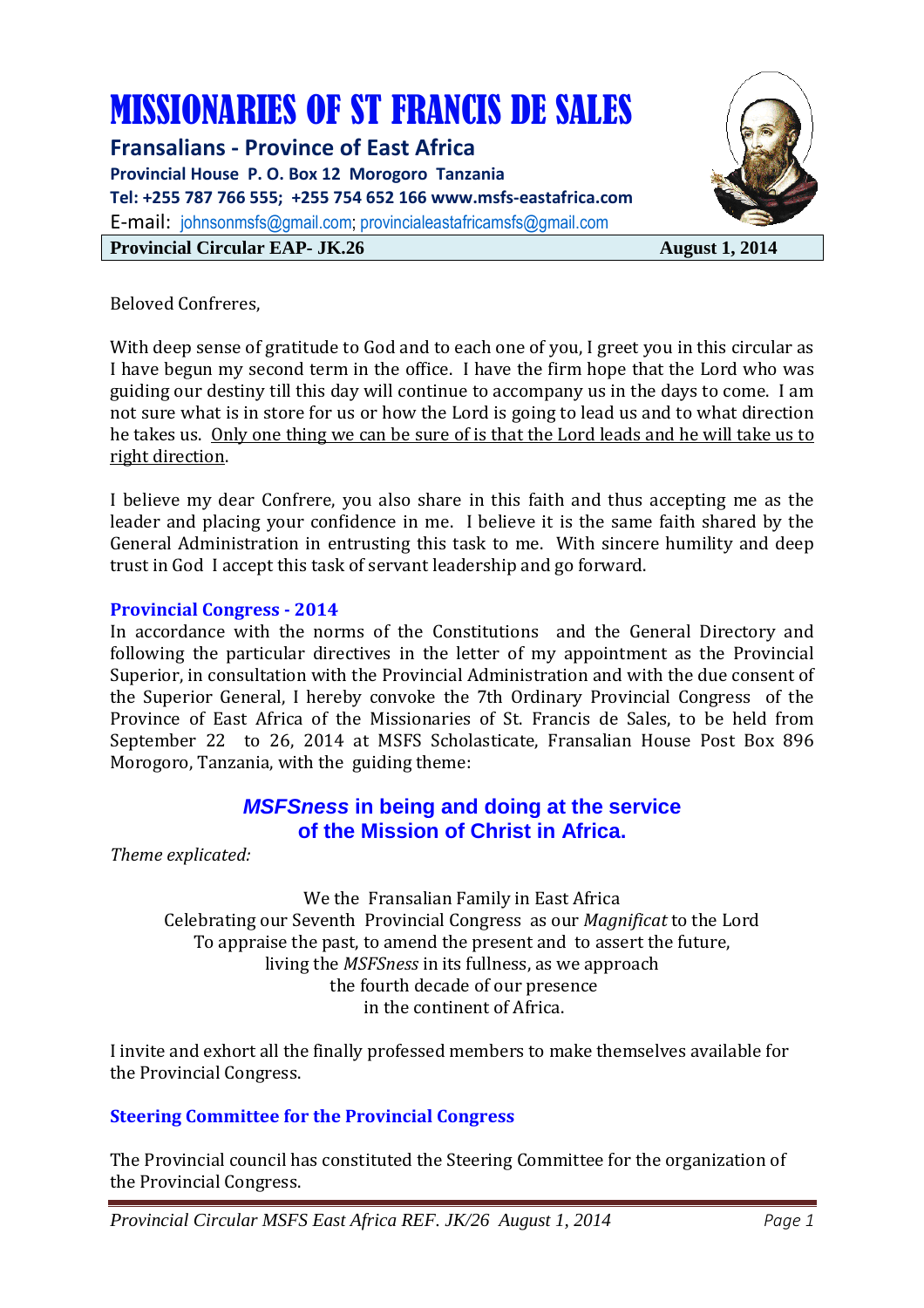# MISSIONARIES OF ST FRANCIS DE SALES

**Fransalians - Province of East Africa**

**Provincial House P. O. Box 12 Morogoro Tanzania**

**Tel: +255 787 766 555; +255 754 652 166 www.msfs-eastafrica.com**

E-mail: johnsonmsfs@gmail.com; provincialeastafricamsfs@gmail.com

**Provincial Circular EAP- JK.26** **August 1, 2014**

Beloved Confreres,

With deep sense of gratitude to God and to each one of you, I greet you in this circular as I have begun my second term in the office. I have the firm hope that the Lord who was guiding our destiny till this day will continue to accompany us in the days to come. I am not sure what is in store for us or how the Lord is going to lead us and to what direction he takes us. Only one thing we can be sure of is that the Lord leads and he will take us to right direction.

I believe my dear Confrere, you also share in this faith and thus accepting me as the leader and placing your confidence in me. I believe it is the same faith shared by the General Administration in entrusting this task to me. With sincere humility and deep trust in God I accept this task of servant leadership and go forward.

## Provincial Congress - 2014

In accordance with the norms of the Constitutions and the General Directory and following the particular directives in the letter of my appointment as the Provincial Superior, in consultation with the Provincial Administration and with the due consent of the Superior General, I hereby convoke the 7th Ordinary Provincial Congress of the Province of East Africa of the Missionaries of St. Francis de Sales, to be held from September 22 to 26, 2014 at MSFS Scholasticate, Fransalian House Post Box 896 Morogoro, Tanzania, with the guiding theme:

**_MSFSness_ in being and doing at the service of the Mission of Christ in Africa.**

*Theme explicated:*

We the Fransalian Family in East Africa
Celebrating our Seventh Provincial Congress as our *Magnificat* to the Lord
To appraise the past, to amend the present and to assert the future,
living the *MSFSness* in its fullness, as we approach
the fourth decade of our presence
in the continent of Africa.

I invite and exhort all the finally professed members to make themselves available for the Provincial Congress.

## Steering Committee for the Provincial Congress

The Provincial council has constituted the Steering Committee for the organization of the Provincial Congress.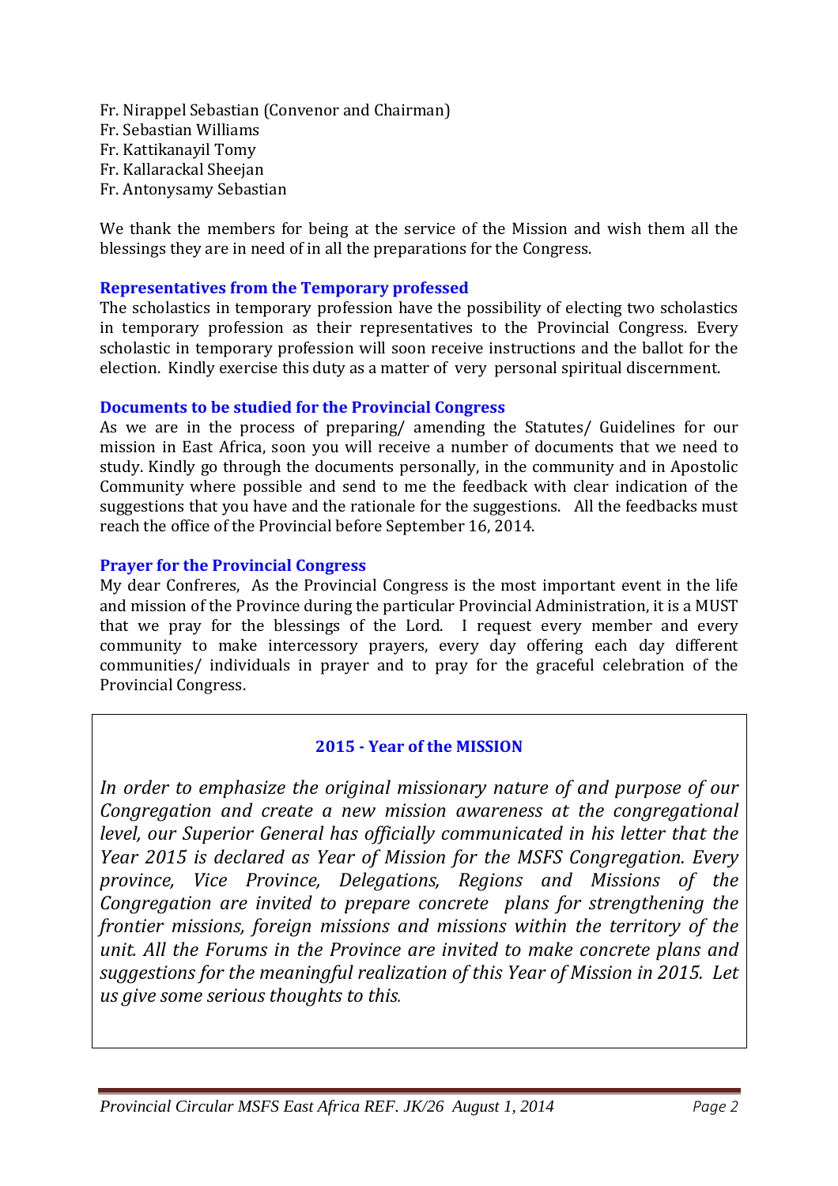Fr. Nirappel Sebastian (Convenor and Chairman)
Fr. Sebastian Williams
Fr. Kattikanayil Tomy
Fr. Kallarackal Sheejan
Fr. Antonysamy Sebastian

We thank the members for being at the service of the Mission and wish them all the blessings they are in need of in all the preparations for the Congress.

### Representatives from the Temporary professed

The scholastics in temporary profession have the possibility of electing two scholastics in temporary profession as their representatives to the Provincial Congress. Every scholastic in temporary profession will soon receive instructions and the ballot for the election. Kindly exercise this duty as a matter of very personal spiritual discernment.

### Documents to be studied for the Provincial Congress

As we are in the process of preparing/ amending the Statutes/ Guidelines for our mission in East Africa, soon you will receive a number of documents that we need to study. Kindly go through the documents personally, in the community and in Apostolic Community where possible and send to me the feedback with clear indication of the suggestions that you have and the rationale for the suggestions. All the feedbacks must reach the office of the Provincial before September 16, 2014.

### Prayer for the Provincial Congress

My dear Confreres, As the Provincial Congress is the most important event in the life and mission of the Province during the particular Provincial Administration, it is a MUST that we pray for the blessings of the Lord. I request every member and every community to make intercessory prayers, every day offering each day different communities/ individuals in prayer and to pray for the graceful celebration of the Provincial Congress.

### 2015 - Year of the MISSION

*In order to emphasize the original missionary nature of and purpose of our Congregation and create a new mission awareness at the congregational level, our Superior General has officially communicated in his letter that the Year 2015 is declared as Year of Mission for the MSFS Congregation. Every province, Vice Province, Delegations, Regions and Missions of the Congregation are invited to prepare concrete plans for strengthening the frontier missions, foreign missions and missions within the territory of the unit. All the Forums in the Province are invited to make concrete plans and suggestions for the meaningful realization of this Year of Mission in 2015. Let us give some serious thoughts to this.*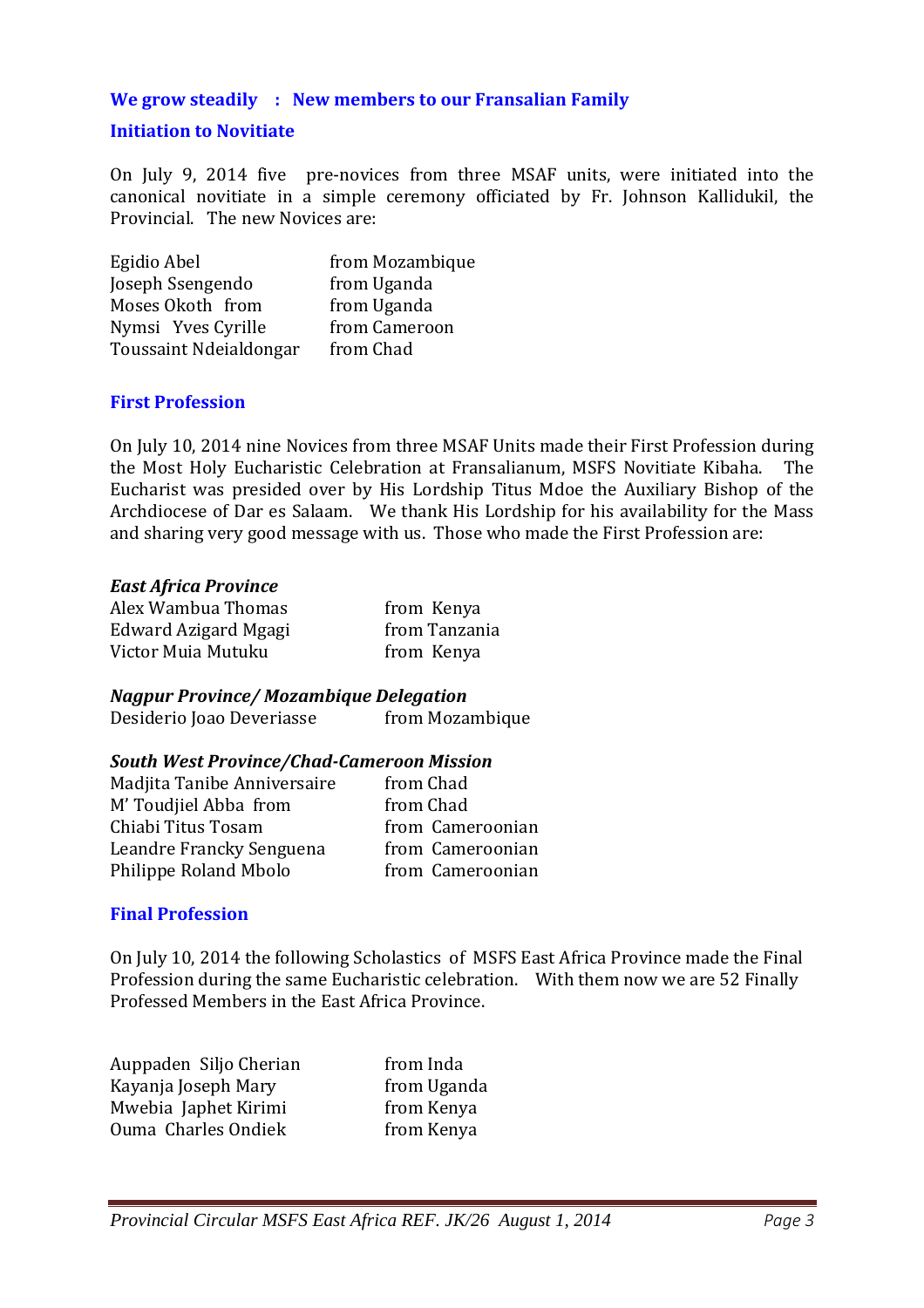## We grow steadily : New members to our Fransalian Family

### Initiation to Novitiate

On July 9, 2014 five pre-novices from three MSAF units, were initiated into the canonical novitiate in a simple ceremony officiated by Fr. Johnson Kallidukil, the Provincial. The new Novices are:

| | |
|---|---|
| Egidio Abel | from Mozambique |
| Joseph Ssengendo | from Uganda |
| Moses Okoth from | from Uganda |
| Nymsi Yves Cyrille | from Cameroon |
| Toussaint Ndeialdongar | from Chad |

### First Profession

On July 10, 2014 nine Novices from three MSAF Units made their First Profession during the Most Holy Eucharistic Celebration at Fransalianum, MSFS Novitiate Kibaha. The Eucharist was presided over by His Lordship Titus Mdoe the Auxiliary Bishop of the Archdiocese of Dar es Salaam. We thank His Lordship for his availability for the Mass and sharing very good message with us. Those who made the First Profession are:

***East Africa Province***

| | |
|---|---|
| Alex Wambua Thomas | from Kenya |
| Edward Azigard Mgagi | from Tanzania |
| Victor Muia Mutuku | from Kenya |

***Nagpur Province/ Mozambique Delegation***

| | |
|---|---|
| Desiderio Joao Deveriasse | from Mozambique |

***South West Province/Chad-Cameroon Mission***

| | |
|---|---|
| Madjita Tanibe Anniversaire | from Chad |
| M' Toudjiel Abba from | from Chad |
| Chiabi Titus Tosam | from Cameroonian |
| Leandre Francky Senguena | from Cameroonian |
| Philippe Roland Mbolo | from Cameroonian |

### Final Profession

On July 10, 2014 the following Scholastics of MSFS East Africa Province made the Final Profession during the same Eucharistic celebration. With them now we are 52 Finally Professed Members in the East Africa Province.

| | |
|---|---|
| Auppaden Siljo Cherian | from Inda |
| Kayanja Joseph Mary | from Uganda |
| Mwebia Japhet Kirimi | from Kenya |
| Ouma Charles Ondiek | from Kenya |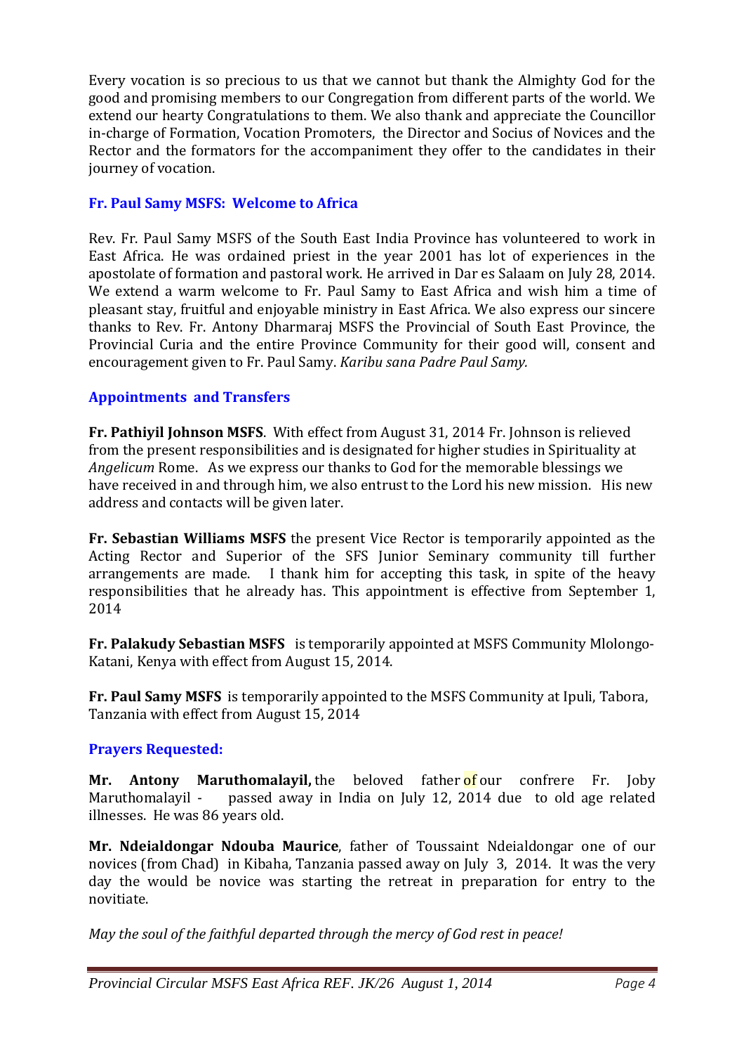Every vocation is so precious to us that we cannot but thank the Almighty God for the good and promising members to our Congregation from different parts of the world. We extend our hearty Congratulations to them. We also thank and appreciate the Councillor in-charge of Formation, Vocation Promoters, the Director and Socius of Novices and the Rector and the formators for the accompaniment they offer to the candidates in their journey of vocation.

## Fr. Paul Samy MSFS: Welcome to Africa

Rev. Fr. Paul Samy MSFS of the South East India Province has volunteered to work in East Africa. He was ordained priest in the year 2001 has lot of experiences in the apostolate of formation and pastoral work. He arrived in Dar es Salaam on July 28, 2014. We extend a warm welcome to Fr. Paul Samy to East Africa and wish him a time of pleasant stay, fruitful and enjoyable ministry in East Africa. We also express our sincere thanks to Rev. Fr. Antony Dharmaraj MSFS the Provincial of South East Province, the Provincial Curia and the entire Province Community for their good will, consent and encouragement given to Fr. Paul Samy. *Karibu sana Padre Paul Samy.*

## Appointments and Transfers

**Fr. Pathiyil Johnson MSFS**. With effect from August 31, 2014 Fr. Johnson is relieved from the present responsibilities and is designated for higher studies in Spirituality at *Angelicum* Rome. As we express our thanks to God for the memorable blessings we have received in and through him, we also entrust to the Lord his new mission. His new address and contacts will be given later.

**Fr. Sebastian Williams MSFS** the present Vice Rector is temporarily appointed as the Acting Rector and Superior of the SFS Junior Seminary community till further arrangements are made. I thank him for accepting this task, in spite of the heavy responsibilities that he already has. This appointment is effective from September 1, 2014

**Fr. Palakudy Sebastian MSFS** is temporarily appointed at MSFS Community Mlolongo-Katani, Kenya with effect from August 15, 2014.

**Fr. Paul Samy MSFS** is temporarily appointed to the MSFS Community at Ipuli, Tabora, Tanzania with effect from August 15, 2014

## Prayers Requested:

**Mr. Antony Maruthomalayil,** the beloved father of our confrere Fr. Joby Maruthomalayil - passed away in India on July 12, 2014 due to old age related illnesses. He was 86 years old.

**Mr. Ndeialdongar Ndouba Maurice**, father of Toussaint Ndeialdongar one of our novices (from Chad) in Kibaha, Tanzania passed away on July 3, 2014. It was the very day the would be novice was starting the retreat in preparation for entry to the novitiate.

*May the soul of the faithful departed through the mercy of God rest in peace!*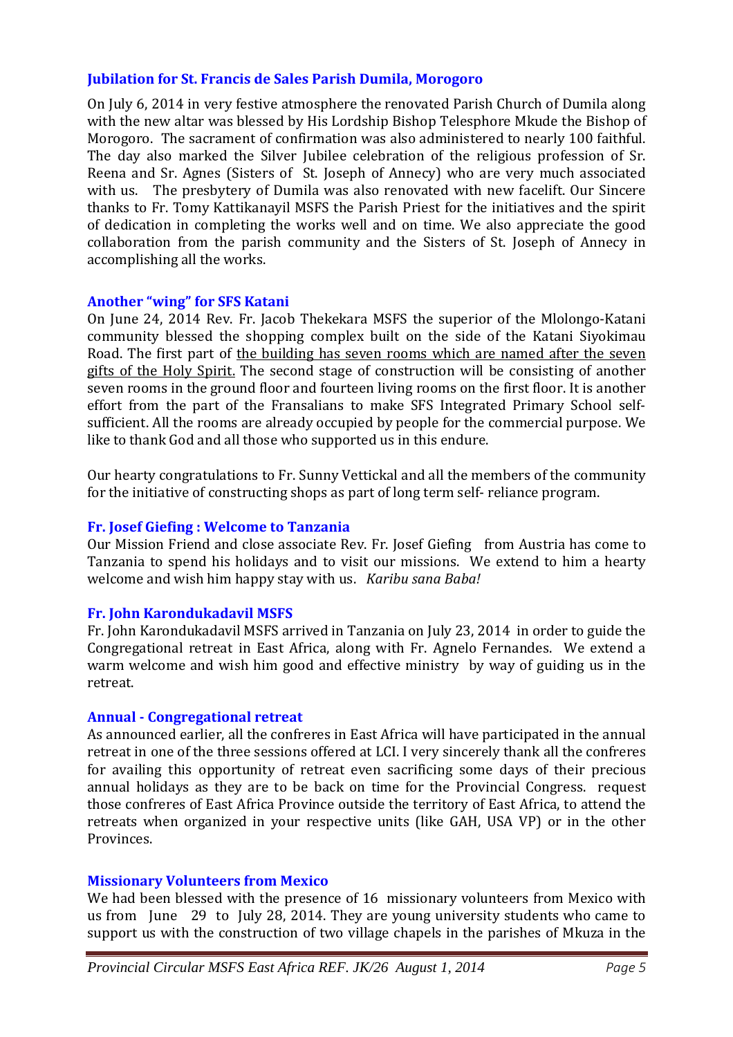### Jubilation for St. Francis de Sales Parish Dumila, Morogoro

On July 6, 2014 in very festive atmosphere the renovated Parish Church of Dumila along with the new altar was blessed by His Lordship Bishop Telesphore Mkude the Bishop of Morogoro. The sacrament of confirmation was also administered to nearly 100 faithful. The day also marked the Silver Jubilee celebration of the religious profession of Sr. Reena and Sr. Agnes (Sisters of St. Joseph of Annecy) who are very much associated with us. The presbytery of Dumila was also renovated with new facelift. Our Sincere thanks to Fr. Tomy Kattikanayil MSFS the Parish Priest for the initiatives and the spirit of dedication in completing the works well and on time. We also appreciate the good collaboration from the parish community and the Sisters of St. Joseph of Annecy in accomplishing all the works.

### Another "wing" for SFS Katani

On June 24, 2014 Rev. Fr. Jacob Thekekara MSFS the superior of the Mlolongo-Katani community blessed the shopping complex built on the side of the Katani Siyokimau Road. The first part of the building has seven rooms which are named after the seven gifts of the Holy Spirit. The second stage of construction will be consisting of another seven rooms in the ground floor and fourteen living rooms on the first floor. It is another effort from the part of the Fransalians to make SFS Integrated Primary School self-sufficient. All the rooms are already occupied by people for the commercial purpose. We like to thank God and all those who supported us in this endure.

Our hearty congratulations to Fr. Sunny Vettickal and all the members of the community for the initiative of constructing shops as part of long term self- reliance program.

### Fr. Josef Giefing : Welcome to Tanzania

Our Mission Friend and close associate Rev. Fr. Josef Giefing from Austria has come to Tanzania to spend his holidays and to visit our missions. We extend to him a hearty welcome and wish him happy stay with us. *Karibu sana Baba!*

### Fr. John Karondukadavil MSFS

Fr. John Karondukadavil MSFS arrived in Tanzania on July 23, 2014 in order to guide the Congregational retreat in East Africa, along with Fr. Agnelo Fernandes. We extend a warm welcome and wish him good and effective ministry by way of guiding us in the retreat.

### Annual - Congregational retreat

As announced earlier, all the confreres in East Africa will have participated in the annual retreat in one of the three sessions offered at LCI. I very sincerely thank all the confreres for availing this opportunity of retreat even sacrificing some days of their precious annual holidays as they are to be back on time for the Provincial Congress. request those confreres of East Africa Province outside the territory of East Africa, to attend the retreats when organized in your respective units (like GAH, USA VP) or in the other Provinces.

### Missionary Volunteers from Mexico

We had been blessed with the presence of 16 missionary volunteers from Mexico with us from June 29 to July 28, 2014. They are young university students who came to support us with the construction of two village chapels in the parishes of Mkuza in the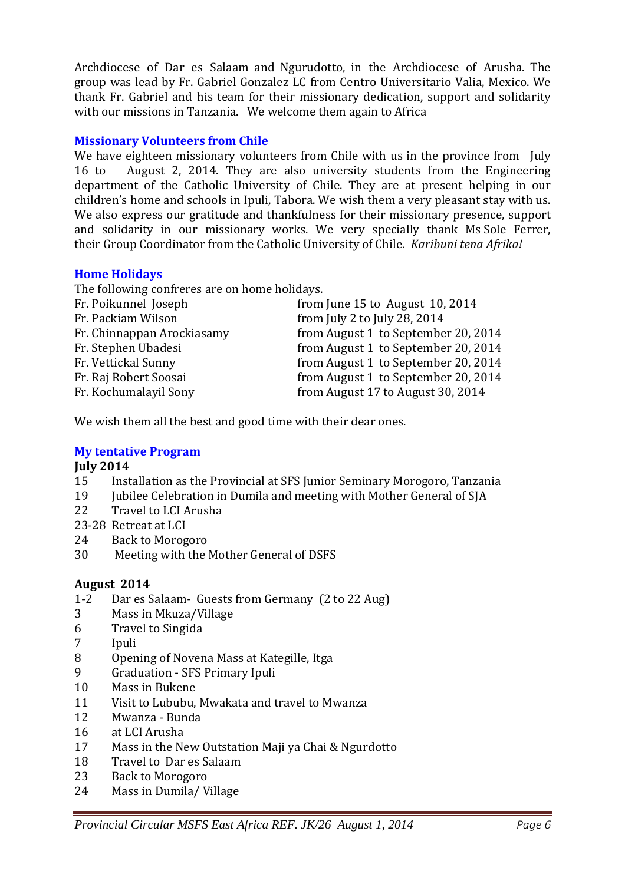Archdiocese of Dar es Salaam and Ngurudotto, in the Archdiocese of Arusha. The group was lead by Fr. Gabriel Gonzalez LC from Centro Universitario Valia, Mexico. We thank Fr. Gabriel and his team for their missionary dedication, support and solidarity with our missions in Tanzania. We welcome them again to Africa

### Missionary Volunteers from Chile

We have eighteen missionary volunteers from Chile with us in the province from July 16 to August 2, 2014. They are also university students from the Engineering department of the Catholic University of Chile. They are at present helping in our children's home and schools in Ipuli, Tabora. We wish them a very pleasant stay with us. We also express our gratitude and thankfulness for their missionary presence, support and solidarity in our missionary works. We very specially thank Ms Sole Ferrer, their Group Coordinator from the Catholic University of Chile. *Karibuni tena Afrika!*

### Home Holidays

The following confreres are on home holidays.

| | |
|---|---|
| Fr. Poikunnel Joseph | from June 15 to August 10, 2014 |
| Fr. Packiam Wilson | from July 2 to July 28, 2014 |
| Fr. Chinnappan Arockiasamy | from August 1 to September 20, 2014 |
| Fr. Stephen Ubadesi | from August 1 to September 20, 2014 |
| Fr. Vettickal Sunny | from August 1 to September 20, 2014 |
| Fr. Raj Robert Soosai | from August 1 to September 20, 2014 |
| Fr. Kochumalayil Sony | from August 17 to August 30, 2014 |

We wish them all the best and good time with their dear ones.

### My tentative Program

**July 2014**

| | |
|---|---|
| 15 | Installation as the Provincial at SFS Junior Seminary Morogoro, Tanzania |
| 19 | Jubilee Celebration in Dumila and meeting with Mother General of SJA |
| 22 | Travel to LCI Arusha |
| 23-28 | Retreat at LCI |
| 24 | Back to Morogoro |
| 30 | Meeting with the Mother General of DSFS |

**August 2014**

| | |
|---|---|
| 1-2 | Dar es Salaam- Guests from Germany (2 to 22 Aug) |
| 3 | Mass in Mkuza/Village |
| 6 | Travel to Singida |
| 7 | Ipuli |
| 8 | Opening of Novena Mass at Kategille, Itga |
| 9 | Graduation - SFS Primary Ipuli |
| 10 | Mass in Bukene |
| 11 | Visit to Lububu, Mwakata and travel to Mwanza |
| 12 | Mwanza - Bunda |
| 16 | at LCI Arusha |
| 17 | Mass in the New Outstation Maji ya Chai & Ngurdotto |
| 18 | Travel to Dar es Salaam |
| 23 | Back to Morogoro |
| 24 | Mass in Dumila/ Village |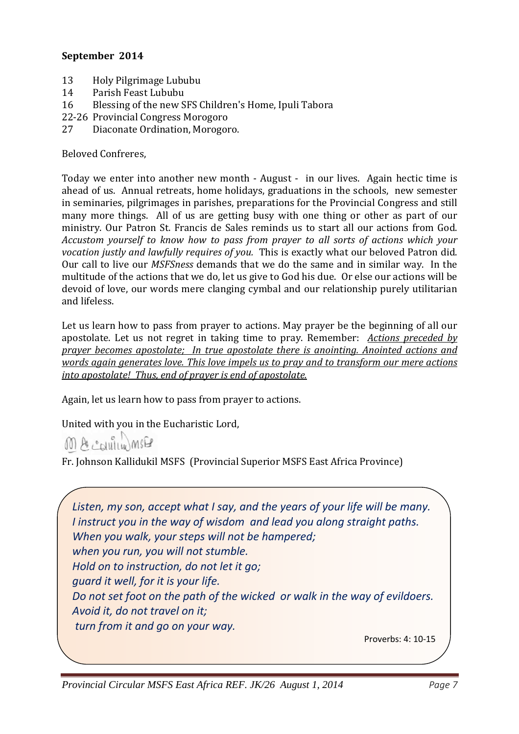**September 2014**

13 Holy Pilgrimage Lububu
14 Parish Feast Lububu
16 Blessing of the new SFS Children's Home, Ipuli Tabora
22-26 Provincial Congress Morogoro
27 Diaconate Ordination, Morogoro.

Beloved Confreres,

Today we enter into another new month - August - in our lives. Again hectic time is ahead of us. Annual retreats, home holidays, graduations in the schools, new semester in seminaries, pilgrimages in parishes, preparations for the Provincial Congress and still many more things. All of us are getting busy with one thing or other as part of our ministry. Our Patron St. Francis de Sales reminds us to start all our actions from God. *Accustom yourself to know how to pass from prayer to all sorts of actions which your vocation justly and lawfully requires of you.* This is exactly what our beloved Patron did. Our call to live our *MSFSness* demands that we do the same and in similar way. In the multitude of the actions that we do, let us give to God his due. Or else our actions will be devoid of love, our words mere clanging cymbal and our relationship purely utilitarian and lifeless.

Let us learn how to pass from prayer to actions. May prayer be the beginning of all our apostolate. Let us not regret in taking time to pray. Remember: *Actions preceded by prayer becomes apostolate; In true apostolate there is anointing. Anointed actions and words again generates love. This love impels us to pray and to transform our mere actions into apostolate! Thus, end of prayer is end of apostolate.*

Again, let us learn how to pass from prayer to actions.

United with you in the Eucharistic Lord,

Fr. Johnson Kallidukil MSFS (Provincial Superior MSFS East Africa Province)

*Listen, my son, accept what I say, and the years of your life will be many.*
*I instruct you in the way of wisdom and lead you along straight paths.*
*When you walk, your steps will not be hampered;*
*when you run, you will not stumble.*
*Hold on to instruction, do not let it go;*
*guard it well, for it is your life.*
*Do not set foot on the path of the wicked or walk in the way of evildoers.*
*Avoid it, do not travel on it;*
*turn from it and go on your way.*

Proverbs: 4: 10-15